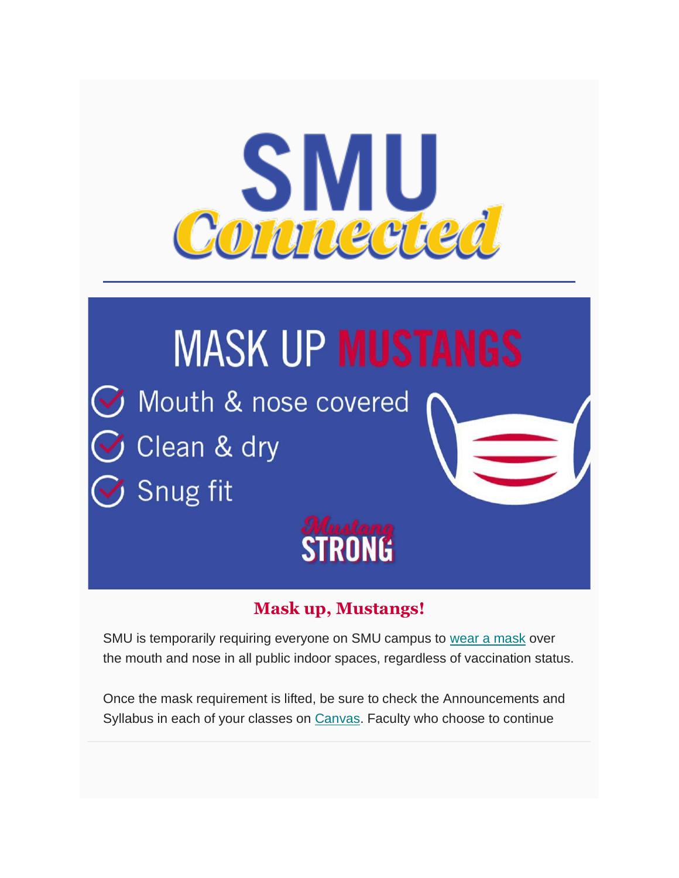# SMU Connected

## MASK UP MUSTANGS

- Mouth & nose covered
- Clean & dry
- Snug fit

Mustang STRONG

### Mask up, Mustangs!

SMU is temporarily requiring everyone on SMU campus to wear a mask over the mouth and nose in all public indoor spaces, regardless of vaccination status.

Once the mask requirement is lifted, be sure to check the Announcements and Syllabus in each of your classes on Canvas. Faculty who choose to continue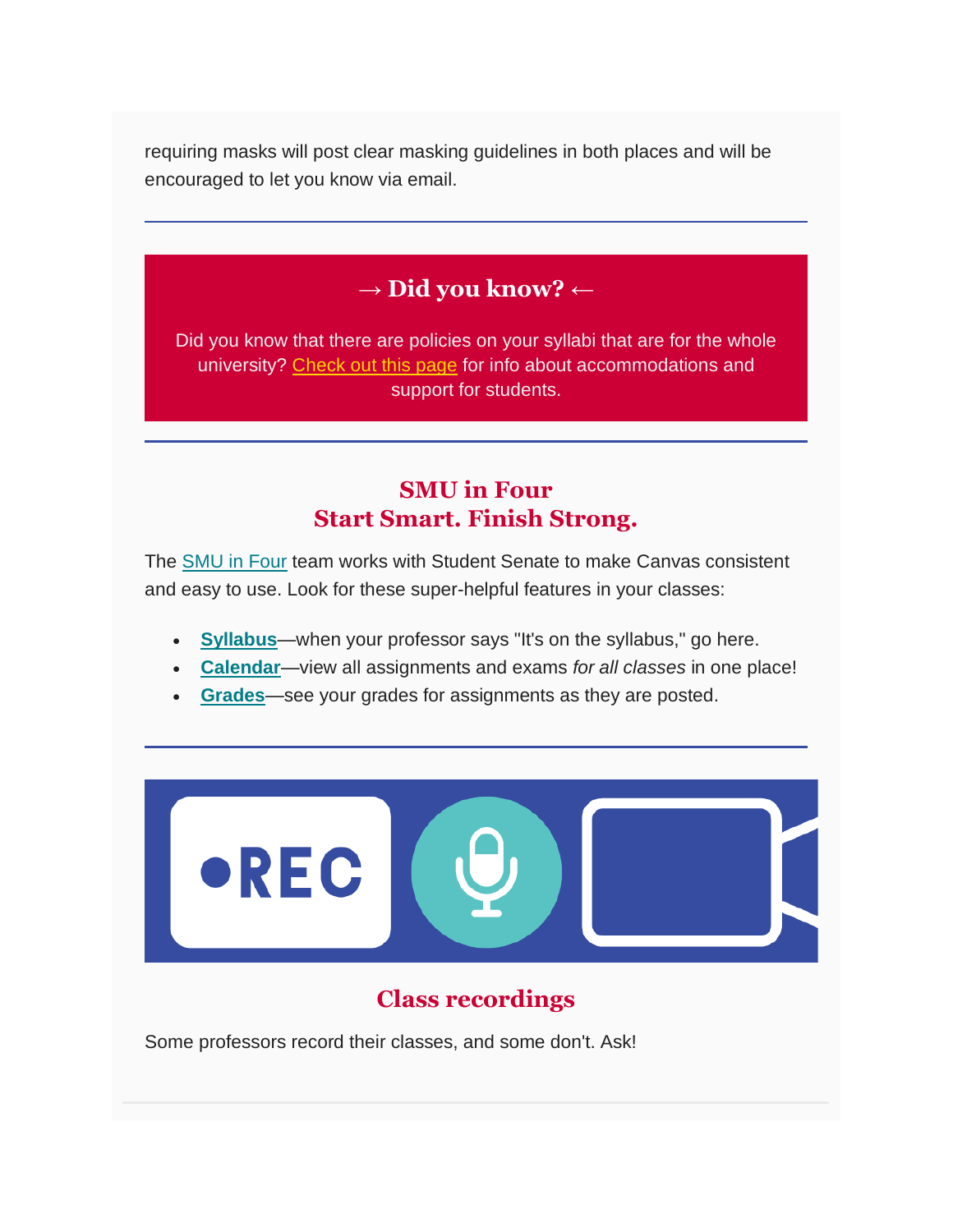requiring masks will post clear masking guidelines in both places and will be encouraged to let you know via email.

---

## → Did you know? ←

Did you know that there are policies on your syllabi that are for the whole university? Check out this page for info about accommodations and support for students.

---

## SMU in Four
## Start Smart. Finish Strong.

The SMU in Four team works with Student Senate to make Canvas consistent and easy to use. Look for these super-helpful features in your classes:

- **Syllabus**—when your professor says "It's on the syllabus," go here.
- **Calendar**—view all assignments and exams *for all classes* in one place!
- **Grades**—see your grades for assignments as they are posted.

---

## Class recordings

Some professors record their classes, and some don't. Ask!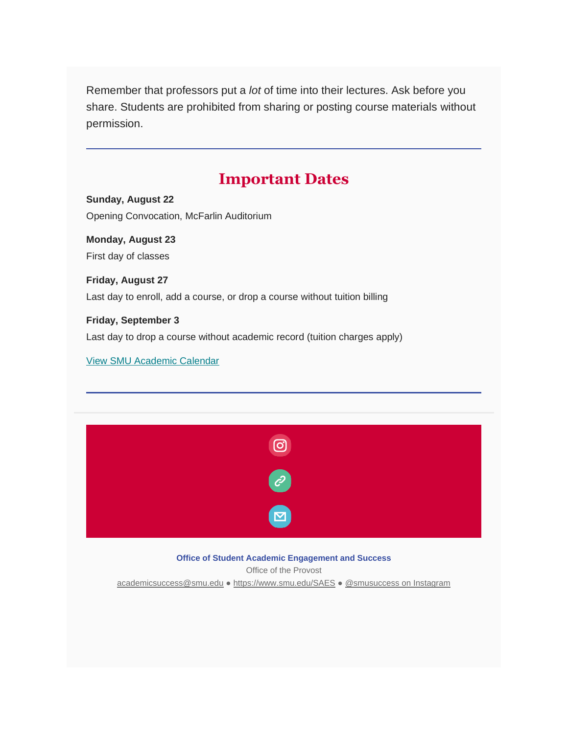Remember that professors put a *lot* of time into their lectures. Ask before you share. Students are prohibited from sharing or posting course materials without permission.

---

## Important Dates

**Sunday, August 22**

Opening Convocation, McFarlin Auditorium

**Monday, August 23**

First day of classes

**Friday, August 27**

Last day to enroll, add a course, or drop a course without tuition billing

**Friday, September 3**

Last day to drop a course without academic record (tuition charges apply)

View SMU Academic Calendar

---

**Office of Student Academic Engagement and Success**

Office of the Provost

academicsuccess@smu.edu ● https://www.smu.edu/SAES ● @smusuccess on Instagram